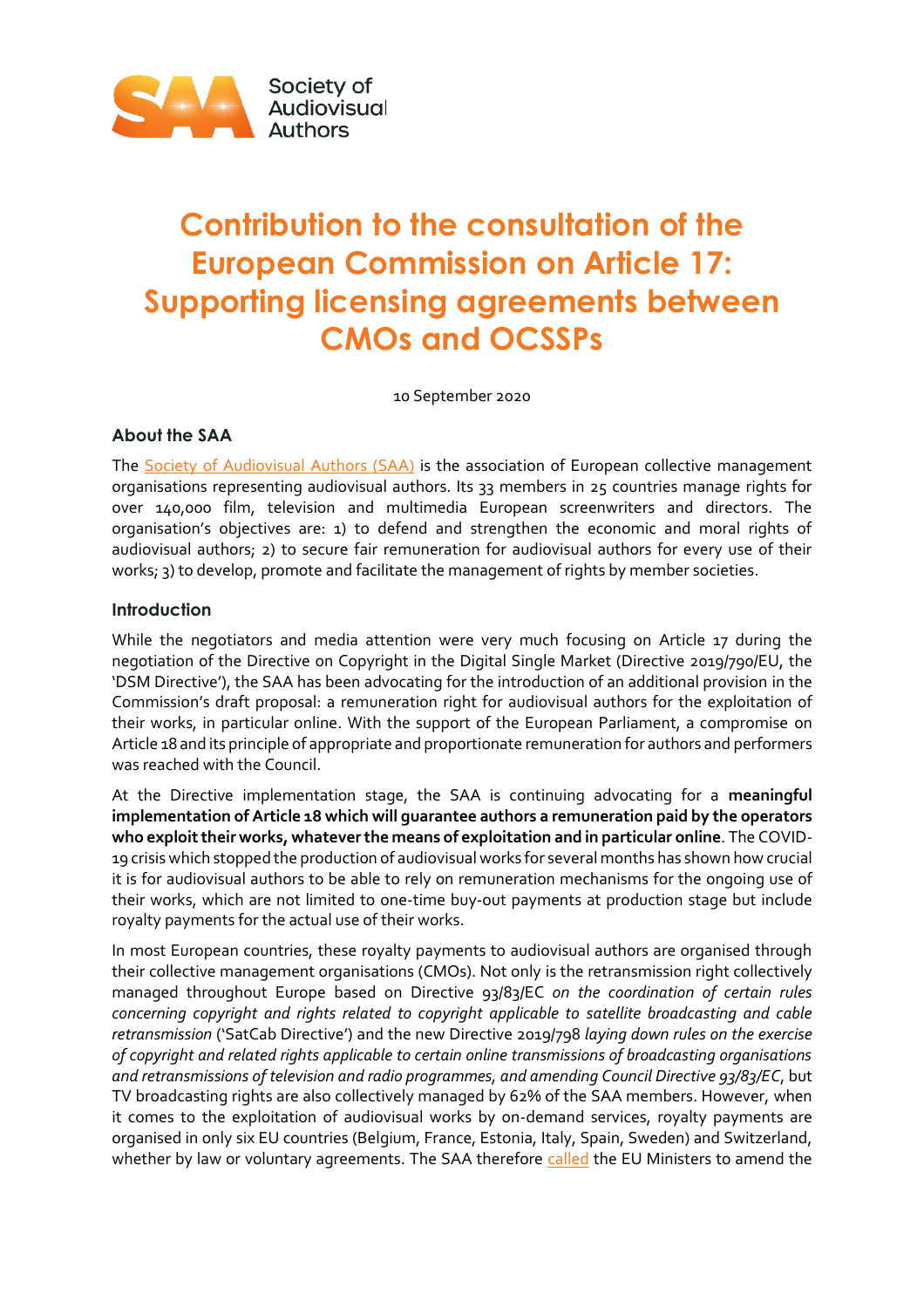Society of Audiovisual Authors

# Contribution to the consultation of the European Commission on Article 17: Supporting licensing agreements between CMOs and OCSSPs

10 September 2020

## About the SAA

The Society of Audiovisual Authors (SAA) is the association of European collective management organisations representing audiovisual authors. Its 33 members in 25 countries manage rights for over 140,000 film, television and multimedia European screenwriters and directors. The organisation's objectives are: 1) to defend and strengthen the economic and moral rights of audiovisual authors; 2) to secure fair remuneration for audiovisual authors for every use of their works; 3) to develop, promote and facilitate the management of rights by member societies.

## Introduction

While the negotiators and media attention were very much focusing on Article 17 during the negotiation of the Directive on Copyright in the Digital Single Market (Directive 2019/790/EU, the 'DSM Directive'), the SAA has been advocating for the introduction of an additional provision in the Commission's draft proposal: a remuneration right for audiovisual authors for the exploitation of their works, in particular online. With the support of the European Parliament, a compromise on Article 18 and its principle of appropriate and proportionate remuneration for authors and performers was reached with the Council.

At the Directive implementation stage, the SAA is continuing advocating for a **meaningful implementation of Article 18 which will guarantee authors a remuneration paid by the operators who exploit their works, whatever the means of exploitation and in particular online**. The COVID-19 crisis which stopped the production of audiovisual works for several months has shown how crucial it is for audiovisual authors to be able to rely on remuneration mechanisms for the ongoing use of their works, which are not limited to one-time buy-out payments at production stage but include royalty payments for the actual use of their works.

In most European countries, these royalty payments to audiovisual authors are organised through their collective management organisations (CMOs). Not only is the retransmission right collectively managed throughout Europe based on Directive 93/83/EC *on the coordination of certain rules concerning copyright and rights related to copyright applicable to satellite broadcasting and cable retransmission* ('SatCab Directive') and the new Directive 2019/798 *laying down rules on the exercise of copyright and related rights applicable to certain online transmissions of broadcasting organisations and retransmissions of television and radio programmes, and amending Council Directive 93/83/EC*, but TV broadcasting rights are also collectively managed by 62% of the SAA members. However, when it comes to the exploitation of audiovisual works by on-demand services, royalty payments are organised in only six EU countries (Belgium, France, Estonia, Italy, Spain, Sweden) and Switzerland, whether by law or voluntary agreements. The SAA therefore called the EU Ministers to amend the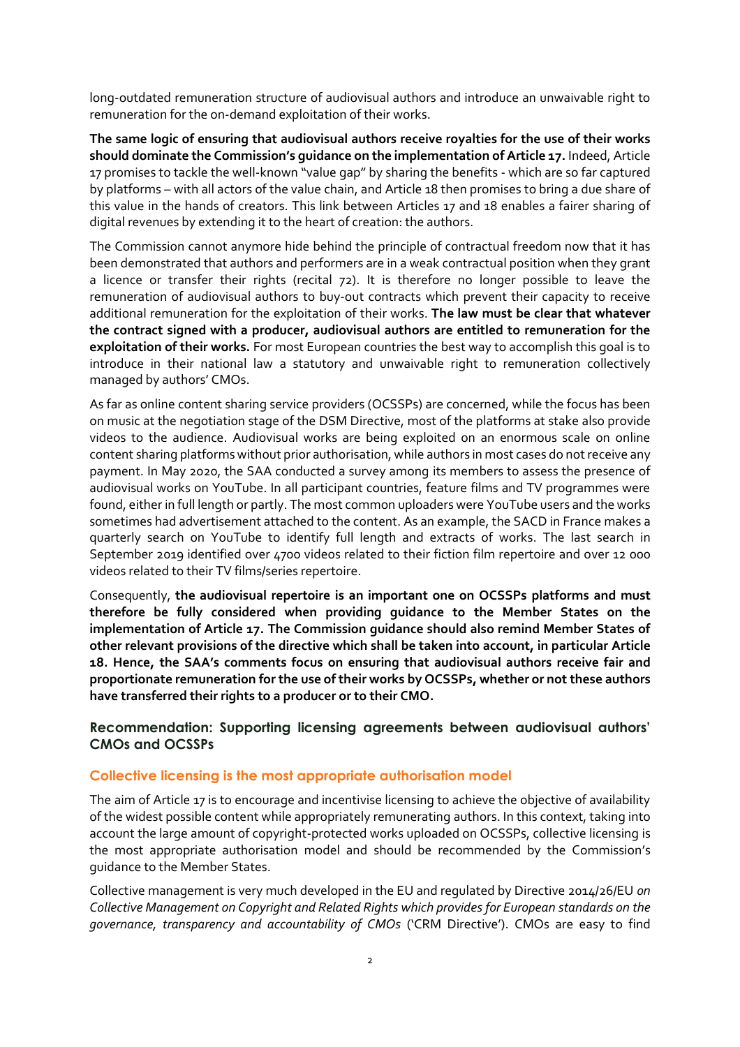long-outdated remuneration structure of audiovisual authors and introduce an unwaivable right to remuneration for the on-demand exploitation of their works.

**The same logic of ensuring that audiovisual authors receive royalties for the use of their works should dominate the Commission's guidance on the implementation of Article 17.** Indeed, Article 17 promises to tackle the well-known "value gap" by sharing the benefits - which are so far captured by platforms – with all actors of the value chain, and Article 18 then promises to bring a due share of this value in the hands of creators. This link between Articles 17 and 18 enables a fairer sharing of digital revenues by extending it to the heart of creation: the authors.

The Commission cannot anymore hide behind the principle of contractual freedom now that it has been demonstrated that authors and performers are in a weak contractual position when they grant a licence or transfer their rights (recital 72). It is therefore no longer possible to leave the remuneration of audiovisual authors to buy-out contracts which prevent their capacity to receive additional remuneration for the exploitation of their works. **The law must be clear that whatever the contract signed with a producer, audiovisual authors are entitled to remuneration for the exploitation of their works.** For most European countries the best way to accomplish this goal is to introduce in their national law a statutory and unwaivable right to remuneration collectively managed by authors' CMOs.

As far as online content sharing service providers (OCSSPs) are concerned, while the focus has been on music at the negotiation stage of the DSM Directive, most of the platforms at stake also provide videos to the audience. Audiovisual works are being exploited on an enormous scale on online content sharing platforms without prior authorisation, while authors in most cases do not receive any payment. In May 2020, the SAA conducted a survey among its members to assess the presence of audiovisual works on YouTube. In all participant countries, feature films and TV programmes were found, either in full length or partly. The most common uploaders were YouTube users and the works sometimes had advertisement attached to the content. As an example, the SACD in France makes a quarterly search on YouTube to identify full length and extracts of works. The last search in September 2019 identified over 4700 videos related to their fiction film repertoire and over 12 000 videos related to their TV films/series repertoire.

Consequently, **the audiovisual repertoire is an important one on OCSSPs platforms and must therefore be fully considered when providing guidance to the Member States on the implementation of Article 17. The Commission guidance should also remind Member States of other relevant provisions of the directive which shall be taken into account, in particular Article 18. Hence, the SAA's comments focus on ensuring that audiovisual authors receive fair and proportionate remuneration for the use of their works by OCSSPs, whether or not these authors have transferred their rights to a producer or to their CMO.**

## Recommendation: Supporting licensing agreements between audiovisual authors' CMOs and OCSSPs

### Collective licensing is the most appropriate authorisation model

The aim of Article 17 is to encourage and incentivise licensing to achieve the objective of availability of the widest possible content while appropriately remunerating authors. In this context, taking into account the large amount of copyright-protected works uploaded on OCSSPs, collective licensing is the most appropriate authorisation model and should be recommended by the Commission's guidance to the Member States.

Collective management is very much developed in the EU and regulated by Directive 2014/26/EU *on Collective Management on Copyright and Related Rights which provides for European standards on the governance, transparency and accountability of CMOs* ('CRM Directive'). CMOs are easy to find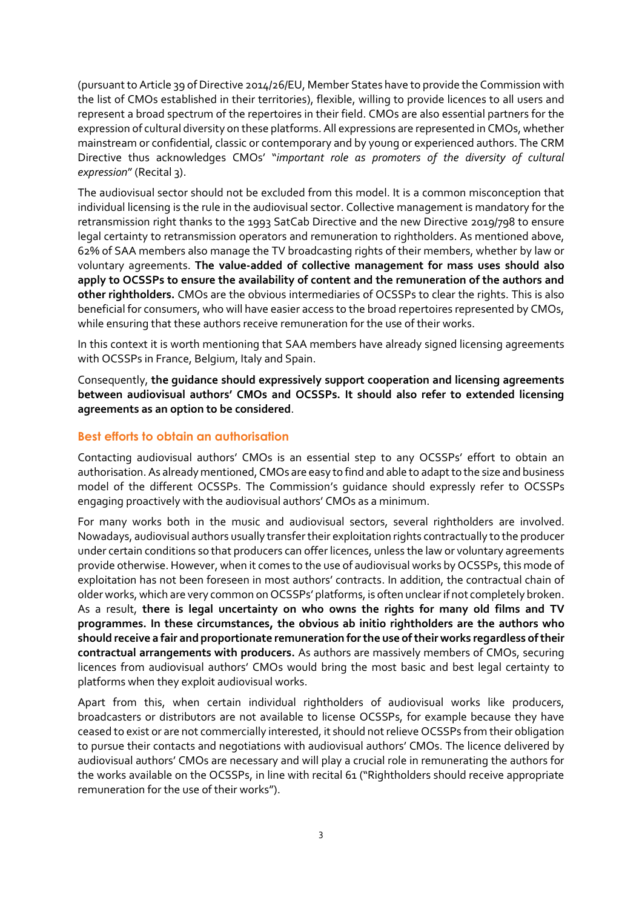(pursuant to Article 39 of Directive 2014/26/EU, Member States have to provide the Commission with the list of CMOs established in their territories), flexible, willing to provide licences to all users and represent a broad spectrum of the repertoires in their field. CMOs are also essential partners for the expression of cultural diversity on these platforms. All expressions are represented in CMOs, whether mainstream or confidential, classic or contemporary and by young or experienced authors. The CRM Directive thus acknowledges CMOs' "*important role as promoters of the diversity of cultural expression*" (Recital 3).

The audiovisual sector should not be excluded from this model. It is a common misconception that individual licensing is the rule in the audiovisual sector. Collective management is mandatory for the retransmission right thanks to the 1993 SatCab Directive and the new Directive 2019/798 to ensure legal certainty to retransmission operators and remuneration to rightholders. As mentioned above, 62% of SAA members also manage the TV broadcasting rights of their members, whether by law or voluntary agreements. **The value-added of collective management for mass uses should also apply to OCSSPs to ensure the availability of content and the remuneration of the authors and other rightholders.** CMOs are the obvious intermediaries of OCSSPs to clear the rights. This is also beneficial for consumers, who will have easier access to the broad repertoires represented by CMOs, while ensuring that these authors receive remuneration for the use of their works.

In this context it is worth mentioning that SAA members have already signed licensing agreements with OCSSPs in France, Belgium, Italy and Spain.

Consequently, **the guidance should expressively support cooperation and licensing agreements between audiovisual authors' CMOs and OCSSPs. It should also refer to extended licensing agreements as an option to be considered**.

## Best efforts to obtain an authorisation

Contacting audiovisual authors' CMOs is an essential step to any OCSSPs' effort to obtain an authorisation. As already mentioned, CMOs are easy to find and able to adapt to the size and business model of the different OCSSPs. The Commission's guidance should expressly refer to OCSSPs engaging proactively with the audiovisual authors' CMOs as a minimum.

For many works both in the music and audiovisual sectors, several rightholders are involved. Nowadays, audiovisual authors usually transfer their exploitation rights contractually to the producer under certain conditions so that producers can offer licences, unless the law or voluntary agreements provide otherwise. However, when it comes to the use of audiovisual works by OCSSPs, this mode of exploitation has not been foreseen in most authors' contracts. In addition, the contractual chain of older works, which are very common on OCSSPs' platforms, is often unclear if not completely broken. As a result, **there is legal uncertainty on who owns the rights for many old films and TV programmes. In these circumstances, the obvious ab initio rightholders are the authors who should receive a fair and proportionate remuneration for the use of their works regardless of their contractual arrangements with producers.** As authors are massively members of CMOs, securing licences from audiovisual authors' CMOs would bring the most basic and best legal certainty to platforms when they exploit audiovisual works.

Apart from this, when certain individual rightholders of audiovisual works like producers, broadcasters or distributors are not available to license OCSSPs, for example because they have ceased to exist or are not commercially interested, it should not relieve OCSSPs from their obligation to pursue their contacts and negotiations with audiovisual authors' CMOs. The licence delivered by audiovisual authors' CMOs are necessary and will play a crucial role in remunerating the authors for the works available on the OCSSPs, in line with recital 61 ("Rightholders should receive appropriate remuneration for the use of their works").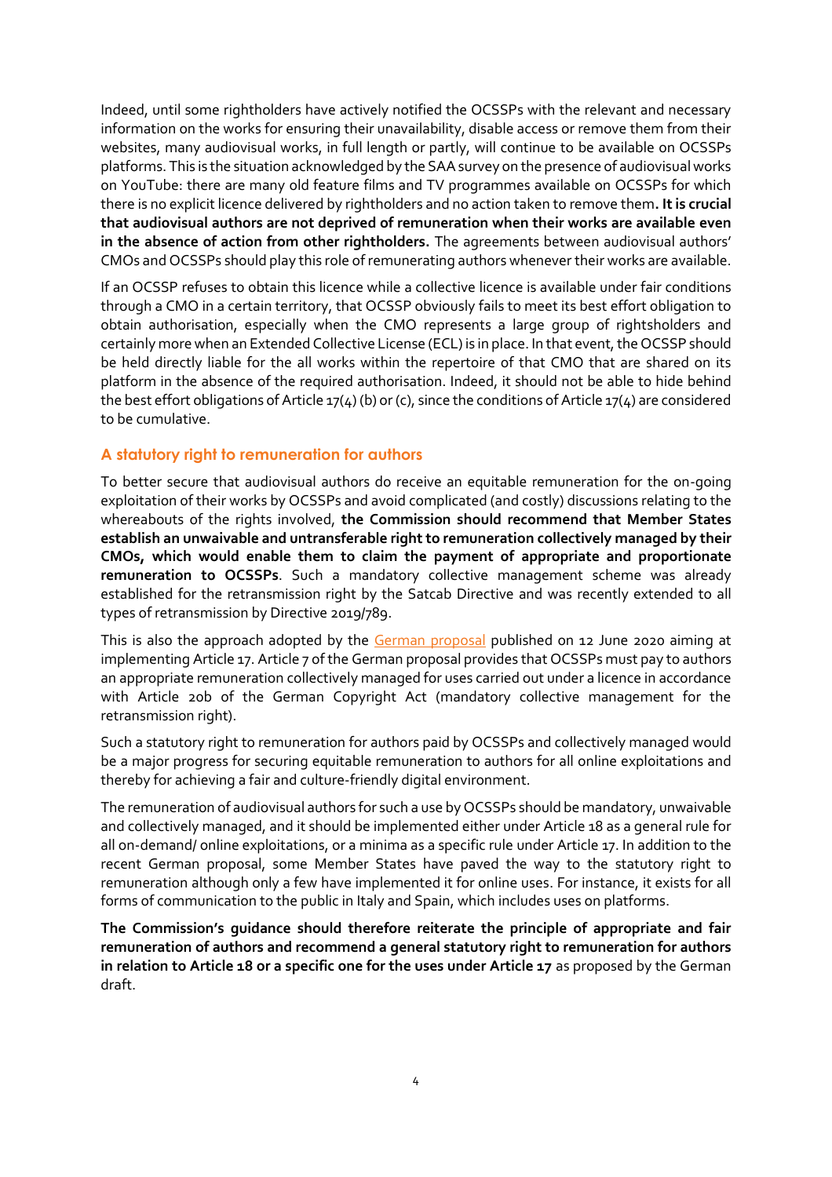Indeed, until some rightholders have actively notified the OCSSPs with the relevant and necessary information on the works for ensuring their unavailability, disable access or remove them from their websites, many audiovisual works, in full length or partly, will continue to be available on OCSSPs platforms. This is the situation acknowledged by the SAA survey on the presence of audiovisual works on YouTube: there are many old feature films and TV programmes available on OCSSPs for which there is no explicit licence delivered by rightholders and no action taken to remove them**. It is crucial that audiovisual authors are not deprived of remuneration when their works are available even in the absence of action from other rightholders.** The agreements between audiovisual authors' CMOs and OCSSPs should play this role of remunerating authors whenever their works are available.

If an OCSSP refuses to obtain this licence while a collective licence is available under fair conditions through a CMO in a certain territory, that OCSSP obviously fails to meet its best effort obligation to obtain authorisation, especially when the CMO represents a large group of rightsholders and certainly more when an Extended Collective License (ECL) is in place. In that event, the OCSSP should be held directly liable for the all works within the repertoire of that CMO that are shared on its platform in the absence of the required authorisation. Indeed, it should not be able to hide behind the best effort obligations of Article 17(4) (b) or (c), since the conditions of Article 17(4) are considered to be cumulative.

### A statutory right to remuneration for authors

To better secure that audiovisual authors do receive an equitable remuneration for the on-going exploitation of their works by OCSSPs and avoid complicated (and costly) discussions relating to the whereabouts of the rights involved, **the Commission should recommend that Member States establish an unwaivable and untransferable right to remuneration collectively managed by their CMOs, which would enable them to claim the payment of appropriate and proportionate remuneration to OCSSPs**. Such a mandatory collective management scheme was already established for the retransmission right by the Satcab Directive and was recently extended to all types of retransmission by Directive 2019/789.

This is also the approach adopted by the German proposal published on 12 June 2020 aiming at implementing Article 17. Article 7 of the German proposal provides that OCSSPs must pay to authors an appropriate remuneration collectively managed for uses carried out under a licence in accordance with Article 20b of the German Copyright Act (mandatory collective management for the retransmission right).

Such a statutory right to remuneration for authors paid by OCSSPs and collectively managed would be a major progress for securing equitable remuneration to authors for all online exploitations and thereby for achieving a fair and culture-friendly digital environment.

The remuneration of audiovisual authors for such a use by OCSSPs should be mandatory, unwaivable and collectively managed, and it should be implemented either under Article 18 as a general rule for all on-demand/ online exploitations, or a minima as a specific rule under Article 17. In addition to the recent German proposal, some Member States have paved the way to the statutory right to remuneration although only a few have implemented it for online uses. For instance, it exists for all forms of communication to the public in Italy and Spain, which includes uses on platforms.

**The Commission's guidance should therefore reiterate the principle of appropriate and fair remuneration of authors and recommend a general statutory right to remuneration for authors in relation to Article 18 or a specific one for the uses under Article 17** as proposed by the German draft.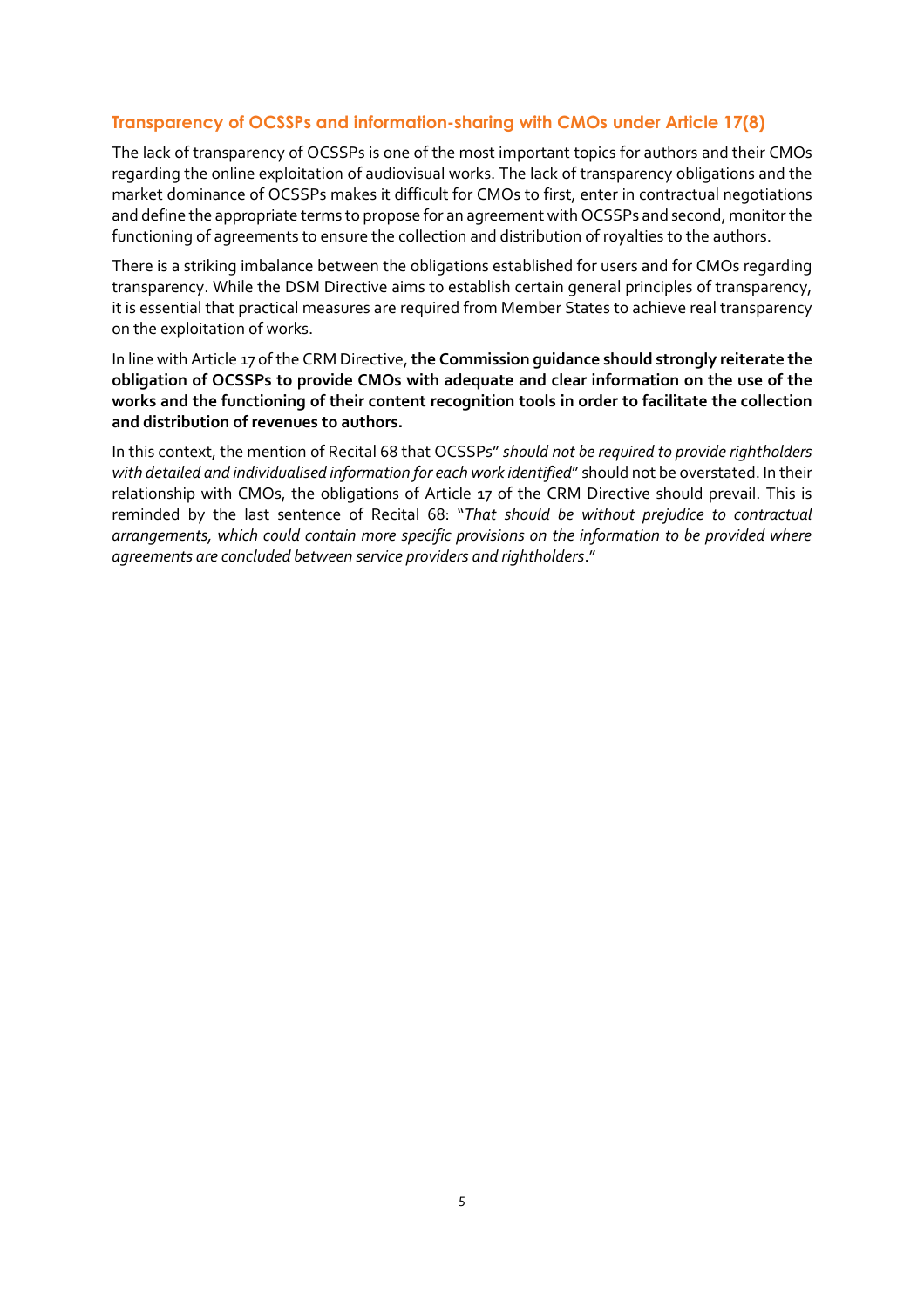## Transparency of OCSSPs and information-sharing with CMOs under Article 17(8)

The lack of transparency of OCSSPs is one of the most important topics for authors and their CMOs regarding the online exploitation of audiovisual works. The lack of transparency obligations and the market dominance of OCSSPs makes it difficult for CMOs to first, enter in contractual negotiations and define the appropriate terms to propose for an agreement with OCSSPs and second, monitor the functioning of agreements to ensure the collection and distribution of royalties to the authors.

There is a striking imbalance between the obligations established for users and for CMOs regarding transparency. While the DSM Directive aims to establish certain general principles of transparency, it is essential that practical measures are required from Member States to achieve real transparency on the exploitation of works.

In line with Article 17 of the CRM Directive, **the Commission guidance should strongly reiterate the obligation of OCSSPs to provide CMOs with adequate and clear information on the use of the works and the functioning of their content recognition tools in order to facilitate the collection and distribution of revenues to authors.**

In this context, the mention of Recital 68 that OCSSPs" *should not be required to provide rightholders with detailed and individualised information for each work identified*" should not be overstated. In their relationship with CMOs, the obligations of Article 17 of the CRM Directive should prevail. This is reminded by the last sentence of Recital 68: "*That should be without prejudice to contractual arrangements, which could contain more specific provisions on the information to be provided where agreements are concluded between service providers and rightholders*."